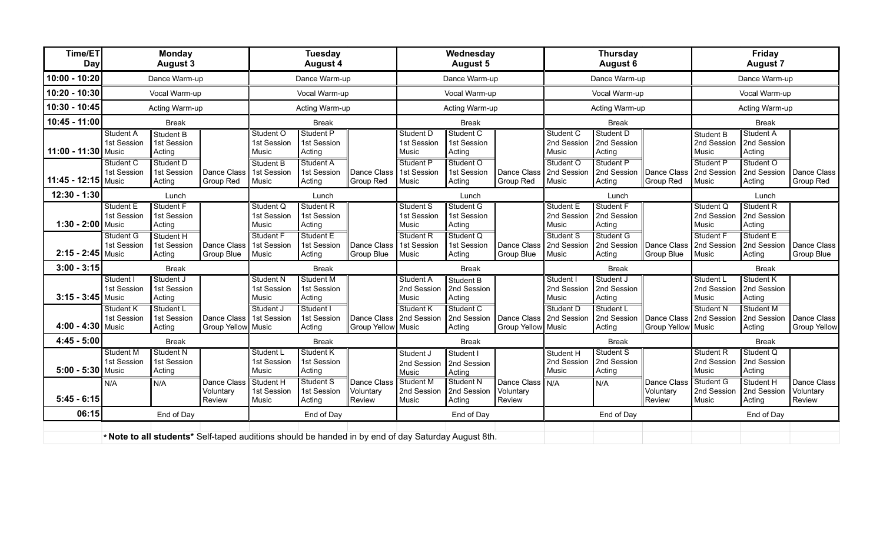| Time/ET Day | Monday August 3 | | | Tuesday August 4 | | | Wednesday August 5 | | | Thursday August 6 | | | Friday August 7 | | |
|---|---|---|---|---|---|---|---|---|---|---|---|---|---|---|---|
| 10:00 - 10:20 | Dance Warm-up | | | Dance Warm-up | | | Dance Warm-up | | | Dance Warm-up | | | Dance Warm-up | | |
| 10:20 - 10:30 | Vocal Warm-up | | | Vocal Warm-up | | | Vocal Warm-up | | | Vocal Warm-up | | | Vocal Warm-up | | |
| 10:30 - 10:45 | Acting Warm-up | | | Acting Warm-up | | | Acting Warm-up | | | Acting Warm-up | | | Acting Warm-up | | |
| 10:45 - 11:00 | Break | | | Break | | | Break | | | Break | | | Break | | |
| 11:00 - 11:30 | Student A 1st Session Music | Student B 1st Session Acting | | Student O 1st Session Music | Student P 1st Session Acting | | Student D 1st Session Music | Student C 1st Session Acting | | Student C 2nd Session Music | Student D 2nd Session Acting | | Student B 2nd Session Music | Student A 2nd Session Acting | |
| 11:45 - 12:15 | Student C 1st Session Music | Student D 1st Session Acting | Dance Class Group Red | Student B 1st Session Music | Student A 1st Session Acting | Dance Class Group Red | Student P 1st Session Music | Student O 1st Session Acting | Dance Class Group Red | Student O 2nd Session Music | Student P 2nd Session Acting | Dance Class Group Red | Student P 2nd Session Music | Student O 2nd Session Acting | Dance Class Group Red |
| 12:30 - 1:30 | Lunch | | | Lunch | | | Lunch | | | Lunch | | | Lunch | | |
| 1:30 - 2:00 | Student E 1st Session Music | Student F 1st Session Acting | | Student Q 1st Session Music | Student R 1st Session Acting | | Student S 1st Session Music | Student G 1st Session Acting | | Student E 2nd Session Music | Student F 2nd Session Acting | | Student Q 2nd Session Music | Student R 2nd Session Acting | |
| 2:15 - 2:45 | Student G 1st Session Music | Student H 1st Session Acting | Dance Class Group Blue | Student F 1st Session Music | Student E 1st Session Acting | Dance Class Group Blue | Student R 1st Session Music | Student Q 1st Session Acting | Dance Class Group Blue | Student S 2nd Session Music | Student G 2nd Session Acting | Dance Class Group Blue | Student F 2nd Session Music | Student E 2nd Session Acting | Dance Class Group Blue |
| 3:00 - 3:15 | Break | | | Break | | | Break | | | Break | | | Break | | |
| 3:15 - 3:45 | Student I 1st Session Music | Student J 1st Session Acting | | Student N 1st Session Music | Student M 1st Session Acting | | Student A 2nd Session Music | Student B 2nd Session Acting | | Student I 2nd Session Music | Student J 2nd Session Acting | | Student L 2nd Session Music | Student K 2nd Session Acting | |
| 4:00 - 4:30 | Student K 1st Session Music | Student L 1st Session Acting | Dance Class Group Yellow | Student J 1st Session Music | Student I 1st Session Acting | Dance Class Group Yellow | Student K 2nd Session Music | Student C 2nd Session Acting | Dance Class Group Yellow | Student D 2nd Session Music | Student L 2nd Session Acting | Dance Class Group Yellow | Student N 2nd Session Music | Student M 2nd Session Acting | Dance Class Group Yellow |
| 4:45 - 5:00 | Break | | | Break | | | Break | | | Break | | | Break | | |
| 5:00 - 5:30 | Student M 1st Session Music | Student N 1st Session Acting | | Student L 1st Session Music | Student K 1st Session Acting | | Student J 2nd Session Music | Student I 2nd Session Acting | | Student H 2nd Session Music | Student S 2nd Session Acting | | Student R 2nd Session Music | Student Q 2nd Session Acting | |
| 5:45 - 6:15 | N/A | N/A | Dance Class Voluntary Review | Student H 1st Session Music | Student S 1st Session Acting | Dance Class Voluntary Review | Student M 2nd Session Music | Student N 2nd Session Acting | Dance Class Voluntary Review | N/A | N/A | Dance Class Voluntary Review | Student G 2nd Session Music | Student H 2nd Session Acting | Dance Class Voluntary Review |
| 06:15 | End of Day | | | End of Day | | | End of Day | | | End of Day | | | End of Day | | |

**\*Note to all students\*** Self-taped auditions should be handed in by end of day Saturday August 8th.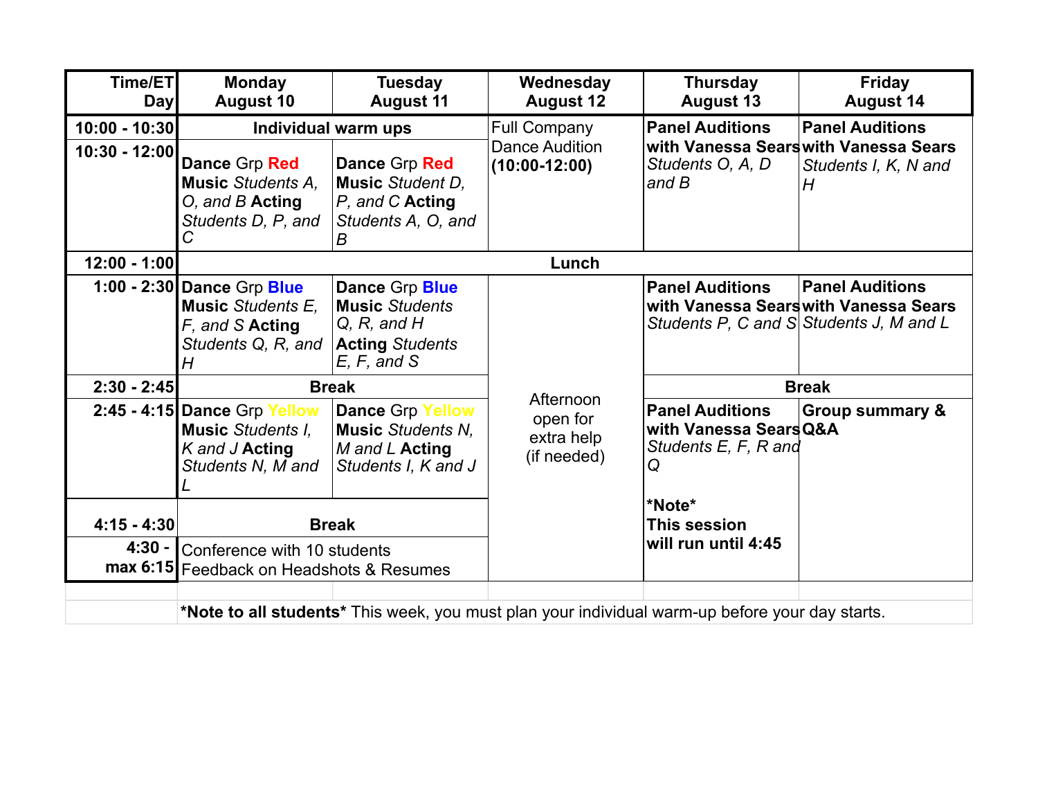| Time/ET Day | Monday August 10 | Tuesday August 11 | Wednesday August 12 | Thursday August 13 | Friday August 14 |
|---|---|---|---|---|---|
| 10:00 - 10:30 | Individual warm ups | | Full Company Dance Audition **(10:00-12:00)** | **Panel Auditions with Vanessa Sears** *Students O, A, D and B* | **Panel Auditions with Vanessa Sears** *Students I, K, N and H* |
| 10:30 - 12:00 | **Dance** Grp **Red** **Music** *Students A, O, and B* **Acting** *Students D, P, and C* | **Dance** Grp **Red** **Music** *Student D, P, and C* **Acting** *Students A, O, and B* | | | |
| 12:00 - 1:00 | **Lunch** | | | | |
| 1:00 - 2:30 | **Dance** Grp **Blue** **Music** *Students E, F, and S* **Acting** *Students Q, R, and H* | **Dance** Grp **Blue** **Music** *Students Q, R, and H* **Acting** *Students E, F, and S* | Afternoon open for extra help (if needed) | **Panel Auditions with Vanessa Sears** *Students P, C and S* | **Panel Auditions with Vanessa Sears** *Students J, M and L* |
| 2:30 - 2:45 | **Break** | | | **Break** | |
| 2:45 - 4:15 | **Dance** Grp **Yellow** **Music** *Students I, K and J* **Acting** *Students N, M and L* | **Dance** Grp **Yellow** **Music** *Students N, M and L* **Acting** *Students I, K and J* | | **Panel Auditions with Vanessa Sears** *Students E, F, R and Q* **\*Note\* This session will run until 4:45** | **Group summary & Q&A** |
| 4:15 - 4:30 | **Break** | | | | |
| 4:30 - max 6:15 | Conference with 10 students Feedback on Headshots & Resumes | | | | |

**\*Note to all students\*** This week, you must plan your individual warm-up before your day starts.